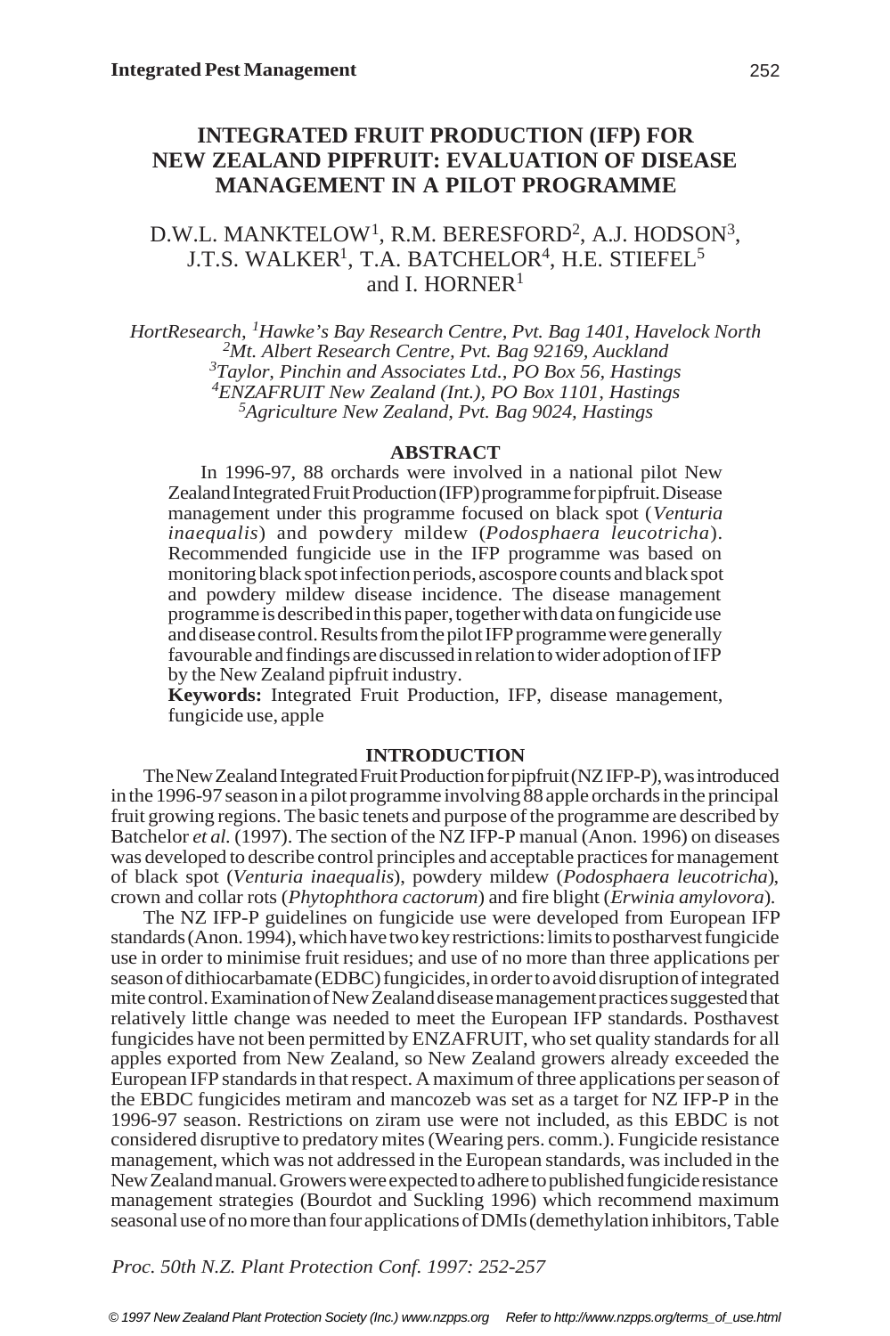# INTEGRATED FRUIT PRODUCTION (IFP) FOR NEW ZEALAND PIPFRUIT: EVALUATION OF DISEASE MANAGEMENT IN A PILOT PROGRAMME

D.W.L. MANKTELOW[1], R.M. BERESFORD[2], A.J. HODSON[3], J.T.S. WALKER[1], T.A. BATCHELOR[4], H.E. STIEFEL[5] and I. HORNER[1]

*HortResearch, [1]Hawke's Bay Research Centre, Pvt. Bag 1401, Havelock North*
*[2]Mt. Albert Research Centre, Pvt. Bag 92169, Auckland*
*[3]Taylor, Pinchin and Associates Ltd., PO Box 56, Hastings*
*[4]ENZAFRUIT New Zealand (Int.), PO Box 1101, Hastings*
*[5]Agriculture New Zealand, Pvt. Bag 9024, Hastings*

## ABSTRACT

In 1996-97, 88 orchards were involved in a national pilot New Zealand Integrated Fruit Production (IFP) programme for pipfruit. Disease management under this programme focused on black spot (*Venturia inaequalis*) and powdery mildew (*Podosphaera leucotricha*). Recommended fungicide use in the IFP programme was based on monitoring black spot infection periods, ascospore counts and black spot and powdery mildew disease incidence. The disease management programme is described in this paper, together with data on fungicide use and disease control. Results from the pilot IFP programme were generally favourable and findings are discussed in relation to wider adoption of IFP by the New Zealand pipfruit industry.

**Keywords:** Integrated Fruit Production, IFP, disease management, fungicide use, apple

## INTRODUCTION

The New Zealand Integrated Fruit Production for pipfruit (NZ IFP-P), was introduced in the 1996-97 season in a pilot programme involving 88 apple orchards in the principal fruit growing regions. The basic tenets and purpose of the programme are described by Batchelor *et al.* (1997). The section of the NZ IFP-P manual (Anon. 1996) on diseases was developed to describe control principles and acceptable practices for management of black spot (*Venturia inaequalis*), powdery mildew (*Podosphaera leucotricha*), crown and collar rots (*Phytophthora cactorum*) and fire blight (*Erwinia amylovora*).

The NZ IFP-P guidelines on fungicide use were developed from European IFP standards (Anon. 1994), which have two key restrictions: limits to postharvest fungicide use in order to minimise fruit residues; and use of no more than three applications per season of dithiocarbamate (EDBC) fungicides, in order to avoid disruption of integrated mite control. Examination of New Zealand disease management practices suggested that relatively little change was needed to meet the European IFP standards. Posthavest fungicides have not been permitted by ENZAFRUIT, who set quality standards for all apples exported from New Zealand, so New Zealand growers already exceeded the European IFP standards in that respect. A maximum of three applications per season of the EBDC fungicides metiram and mancozeb was set as a target for NZ IFP-P in the 1996-97 season. Restrictions on ziram use were not included, as this EBDC is not considered disruptive to predatory mites (Wearing pers. comm.). Fungicide resistance management, which was not addressed in the European standards, was included in the New Zealand manual. Growers were expected to adhere to published fungicide resistance management strategies (Bourdot and Suckling 1996) which recommend maximum seasonal use of no more than four applications of DMIs (demethylation inhibitors, Table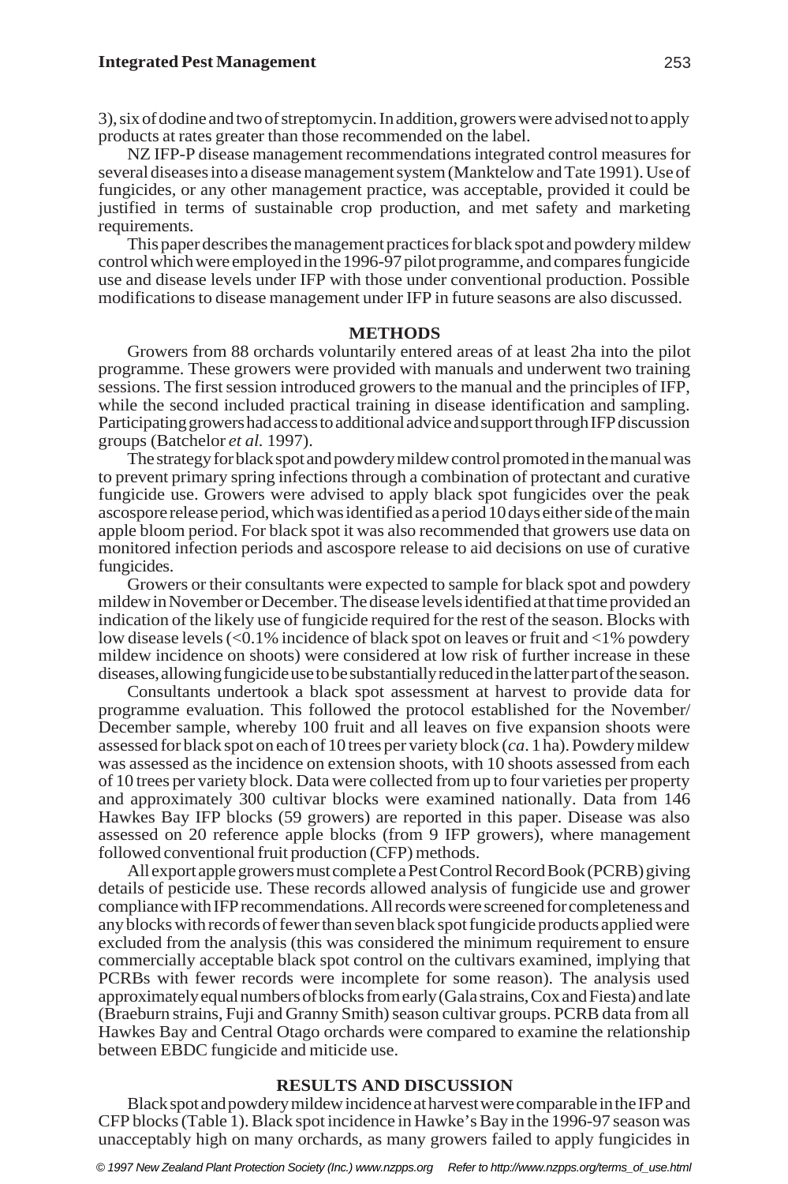3), six of dodine and two of streptomycin. In addition, growers were advised not to apply products at rates greater than those recommended on the label.

NZ IFP-P disease management recommendations integrated control measures for several diseases into a disease management system (Manktelow and Tate 1991). Use of fungicides, or any other management practice, was acceptable, provided it could be justified in terms of sustainable crop production, and met safety and marketing requirements.

This paper describes the management practices for black spot and powdery mildew control which were employed in the 1996-97 pilot programme, and compares fungicide use and disease levels under IFP with those under conventional production. Possible modifications to disease management under IFP in future seasons are also discussed.

## METHODS

Growers from 88 orchards voluntarily entered areas of at least 2ha into the pilot programme. These growers were provided with manuals and underwent two training sessions. The first session introduced growers to the manual and the principles of IFP, while the second included practical training in disease identification and sampling. Participating growers had access to additional advice and support through IFP discussion groups (Batchelor *et al.* 1997).

The strategy for black spot and powdery mildew control promoted in the manual was to prevent primary spring infections through a combination of protectant and curative fungicide use. Growers were advised to apply black spot fungicides over the peak ascospore release period, which was identified as a period 10 days either side of the main apple bloom period. For black spot it was also recommended that growers use data on monitored infection periods and ascospore release to aid decisions on use of curative fungicides.

Growers or their consultants were expected to sample for black spot and powdery mildew in November or December. The disease levels identified at that time provided an indication of the likely use of fungicide required for the rest of the season. Blocks with low disease levels (<0.1% incidence of black spot on leaves or fruit and <1% powdery mildew incidence on shoots) were considered at low risk of further increase in these diseases, allowing fungicide use to be substantially reduced in the latter part of the season.

Consultants undertook a black spot assessment at harvest to provide data for programme evaluation. This followed the protocol established for the November/ December sample, whereby 100 fruit and all leaves on five expansion shoots were assessed for black spot on each of 10 trees per variety block (*ca*. 1 ha). Powdery mildew was assessed as the incidence on extension shoots, with 10 shoots assessed from each of 10 trees per variety block. Data were collected from up to four varieties per property and approximately 300 cultivar blocks were examined nationally. Data from 146 Hawkes Bay IFP blocks (59 growers) are reported in this paper. Disease was also assessed on 20 reference apple blocks (from 9 IFP growers), where management followed conventional fruit production (CFP) methods.

All export apple growers must complete a Pest Control Record Book (PCRB) giving details of pesticide use. These records allowed analysis of fungicide use and grower compliance with IFP recommendations. All records were screened for completeness and any blocks with records of fewer than seven black spot fungicide products applied were excluded from the analysis (this was considered the minimum requirement to ensure commercially acceptable black spot control on the cultivars examined, implying that PCRBs with fewer records were incomplete for some reason). The analysis used approximately equal numbers of blocks from early (Gala strains, Cox and Fiesta) and late (Braeburn strains, Fuji and Granny Smith) season cultivar groups. PCRB data from all Hawkes Bay and Central Otago orchards were compared to examine the relationship between EBDC fungicide and miticide use.

## RESULTS AND DISCUSSION

Black spot and powdery mildew incidence at harvest were comparable in the IFP and CFP blocks (Table 1). Black spot incidence in Hawke's Bay in the 1996-97 season was unacceptably high on many orchards, as many growers failed to apply fungicides in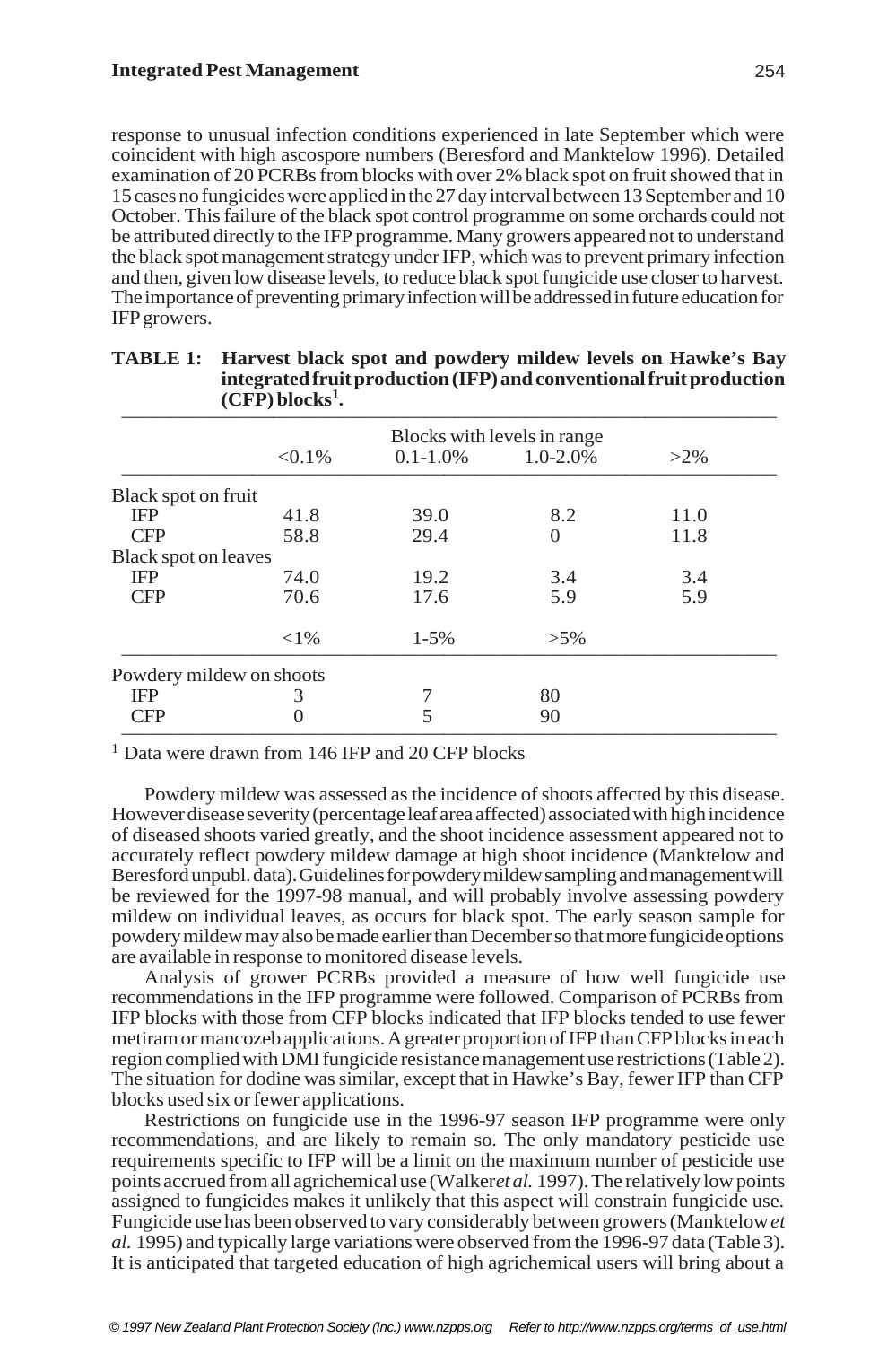response to unusual infection conditions experienced in late September which were coincident with high ascospore numbers (Beresford and Manktelow 1996). Detailed examination of 20 PCRBs from blocks with over 2% black spot on fruit showed that in 15 cases no fungicides were applied in the 27 day interval between 13 September and 10 October. This failure of the black spot control programme on some orchards could not be attributed directly to the IFP programme. Many growers appeared not to understand the black spot management strategy under IFP, which was to prevent primary infection and then, given low disease levels, to reduce black spot fungicide use closer to harvest. The importance of preventing primary infection will be addressed in future education for IFP growers.

**TABLE 1: Harvest black spot and powdery mildew levels on Hawke's Bay integrated fruit production (IFP) and conventional fruit production (CFP) blocks[1].**

| | Blocks with levels in range | | | |
|---|---|---|---|---|
| | <0.1% | 0.1-1.0% | 1.0-2.0% | >2% |
| Black spot on fruit | | | | |
| IFP | 41.8 | 39.0 | 8.2 | 11.0 |
| CFP | 58.8 | 29.4 | 0 | 11.8 |
| Black spot on leaves | | | | |
| IFP | 74.0 | 19.2 | 3.4 | 3.4 |
| CFP | 70.6 | 17.6 | 5.9 | 5.9 |
| | <1% | 1-5% | >5% | |
| Powdery mildew on shoots | | | | |
| IFP | 3 | 7 | 80 | |
| CFP | 0 | 5 | 90 | |

[1] Data were drawn from 146 IFP and 20 CFP blocks

Powdery mildew was assessed as the incidence of shoots affected by this disease. However disease severity (percentage leaf area affected) associated with high incidence of diseased shoots varied greatly, and the shoot incidence assessment appeared not to accurately reflect powdery mildew damage at high shoot incidence (Manktelow and Beresford unpubl. data). Guidelines for powdery mildew sampling and management will be reviewed for the 1997-98 manual, and will probably involve assessing powdery mildew on individual leaves, as occurs for black spot. The early season sample for powdery mildew may also be made earlier than December so that more fungicide options are available in response to monitored disease levels.

Analysis of grower PCRBs provided a measure of how well fungicide use recommendations in the IFP programme were followed. Comparison of PCRBs from IFP blocks with those from CFP blocks indicated that IFP blocks tended to use fewer metiram or mancozeb applications. A greater proportion of IFP than CFP blocks in each region complied with DMI fungicide resistance management use restrictions (Table 2). The situation for dodine was similar, except that in Hawke's Bay, fewer IFP than CFP blocks used six or fewer applications.

Restrictions on fungicide use in the 1996-97 season IFP programme were only recommendations, and are likely to remain so. The only mandatory pesticide use requirements specific to IFP will be a limit on the maximum number of pesticide use points accrued from all agrichemical use (Walker *et al.* 1997). The relatively low points assigned to fungicides makes it unlikely that this aspect will constrain fungicide use. Fungicide use has been observed to vary considerably between growers (Manktelow *et al.* 1995) and typically large variations were observed from the 1996-97 data (Table 3). It is anticipated that targeted education of high agrichemical users will bring about a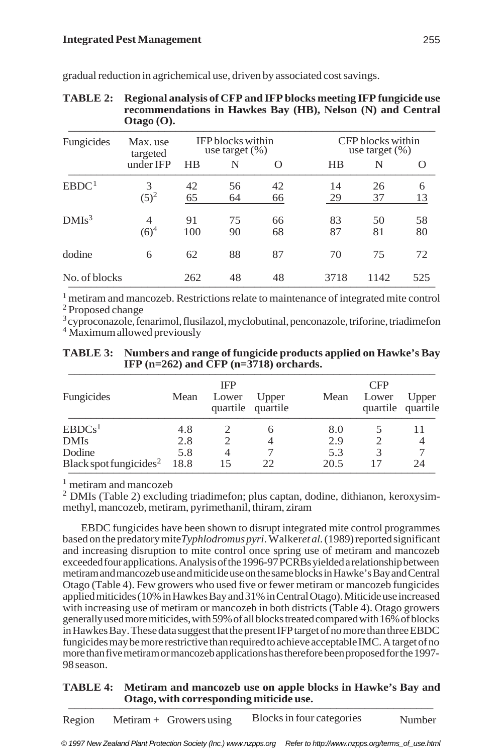gradual reduction in agrichemical use, driven by associated cost savings.

**TABLE 2: Regional analysis of CFP and IFP blocks meeting IFP fungicide use recommendations in Hawkes Bay (HB), Nelson (N) and Central Otago (O).**

| Fungicides | Max. use targeted under IFP | IFP blocks within use target (%) | | | CFP blocks within use target (%) | | |
|---|---|---|---|---|---|---|---|
| | | HB | N | O | HB | N | O |
| EBDC[1] | 3 | 42 | 56 | 42 | 14 | 26 | 6 |
| | (5)[2] | 65 | 64 | 66 | 29 | 37 | 13 |
| DMIs[3] | 4 | 91 | 75 | 66 | 83 | 50 | 58 |
| | (6)[4] | 100 | 90 | 68 | 87 | 81 | 80 |
| dodine | 6 | 62 | 88 | 87 | 70 | 75 | 72 |
| No. of blocks | | 262 | 48 | 48 | 3718 | 1142 | 525 |

[1] metiram and mancozeb. Restrictions relate to maintenance of integrated mite control
[2] Proposed change
[3] cyproconazole, fenarimol, flusilazol, myclobutinal, penconazole, triforine, triadimefon
[4] Maximum allowed previously

**TABLE 3: Numbers and range of fungicide products applied on Hawke's Bay IFP (n=262) and CFP (n=3718) orchards.**

| Fungicides | IFP Mean | IFP Lower quartile | IFP Upper quartile | CFP Mean | CFP Lower quartile | CFP Upper quartile |
|---|---|---|---|---|---|---|
| EBDCs[1] | 4.8 | 2 | 6 | 8.0 | 5 | 11 |
| DMIs | 2.8 | 2 | 4 | 2.9 | 2 | 4 |
| Dodine | 5.8 | 4 | 7 | 5.3 | 3 | 7 |
| Black spot fungicides[2] | 18.8 | 15 | 22 | 20.5 | 17 | 24 |

[1] metiram and mancozeb
[2] DMIs (Table 2) excluding triadimefon; plus captan, dodine, dithianon, keroxysim-methyl, mancozeb, metiram, pyrimethanil, thiram, ziram

EBDC fungicides have been shown to disrupt integrated mite control programmes based on the predatory mite *Typhlodromus pyri*. Walker *et al.* (1989) reported significant and increasing disruption to mite control once spring use of metiram and mancozeb exceeded four applications. Analysis of the 1996-97 PCRBs yielded a relationship between metiram and mancozeb use and miticide use on the same blocks in Hawke's Bay and Central Otago (Table 4). Few growers who used five or fewer metiram or mancozeb fungicides applied miticides (10% in Hawkes Bay and 31% in Central Otago). Miticide use increased with increasing use of metiram or mancozeb in both districts (Table 4). Otago growers generally used more miticides, with 59% of all blocks treated compared with 16% of blocks in Hawkes Bay. These data suggest that the present IFP target of no more than three EBDC fungicides may be more restrictive than required to achieve acceptable IMC. A target of no more than five metiram or mancozeb applications has therefore been proposed for the 1997-98 season.

**TABLE 4: Metiram and mancozeb use on apple blocks in Hawke's Bay and Otago, with corresponding miticide use.**

| Region | Metiram + | Growers using | Blocks in four categories | Number |
|---|---|---|---|---|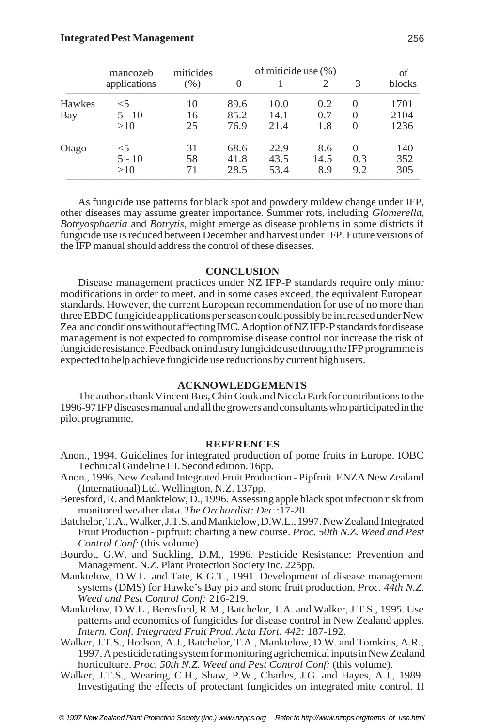| | mancozeb applications | miticides (%) | of miticide use (%) | | | | of blocks |
|---|---|---|---|---|---|---|---|
| | | | 0 | 1 | 2 | 3 | |
| Hawkes Bay | <5 | 10 | 89.6 | 10.0 | 0.2 | 0 | 1701 |
| | 5 - 10 | 16 | 85.2 | 14.1 | 0.7 | 0 | 2104 |
| | >10 | 25 | 76.9 | 21.4 | 1.8 | 0 | 1236 |
| Otago | <5 | 31 | 68.6 | 22.9 | 8.6 | 0 | 140 |
| | 5 - 10 | 58 | 41.8 | 43.5 | 14.5 | 0.3 | 352 |
| | >10 | 71 | 28.5 | 53.4 | 8.9 | 9.2 | 305 |

As fungicide use patterns for black spot and powdery mildew change under IFP, other diseases may assume greater importance. Summer rots, including *Glomerella*, *Botryosphaeria* and *Botrytis*, might emerge as disease problems in some districts if fungicide use is reduced between December and harvest under IFP. Future versions of the IFP manual should address the control of these diseases.

## CONCLUSION

Disease management practices under NZ IFP-P standards require only minor modifications in order to meet, and in some cases exceed, the equivalent European standards. However, the current European recommendation for use of no more than three EBDC fungicide applications per season could possibly be increased under New Zealand conditions without affecting IMC. Adoption of NZ IFP-P standards for disease management is not expected to compromise disease control nor increase the risk of fungicide resistance. Feedback on industry fungicide use through the IFP programme is expected to help achieve fungicide use reductions by current high users.

## ACKNOWLEDGEMENTS

The authors thank Vincent Bus, Chin Gouk and Nicola Park for contributions to the 1996-97 IFP diseases manual and all the growers and consultants who participated in the pilot programme.

## REFERENCES

Anon., 1994. Guidelines for integrated production of pome fruits in Europe. IOBC Technical Guideline III. Second edition. 16pp.

Anon., 1996. New Zealand Integrated Fruit Production - Pipfruit. ENZA New Zealand (International) Ltd. Wellington, N.Z. 137pp.

Beresford, R. and Manktelow, D., 1996. Assessing apple black spot infection risk from monitored weather data. *The Orchardist: Dec.*:17-20.

Batchelor, T.A., Walker, J.T.S. and Manktelow, D.W.L., 1997. New Zealand Integrated Fruit Production - pipfruit: charting a new course. *Proc. 50th N.Z. Weed and Pest Control Conf:* (this volume).

Bourdot, G.W. and Suckling, D.M., 1996. Pesticide Resistance: Prevention and Management. N.Z. Plant Protection Society Inc. 225pp.

Manktelow, D.W.L. and Tate, K.G.T., 1991. Development of disease management systems (DMS) for Hawke's Bay pip and stone fruit production. *Proc. 44th N.Z. Weed and Pest Control Conf:* 216-219.

Manktelow, D.W.L., Beresford, R.M., Batchelor, T.A. and Walker, J.T.S., 1995. Use patterns and economics of fungicides for disease control in New Zealand apples. *Intern. Conf. Integrated Fruit Prod. Acta Hort. 442:* 187-192.

Walker, J.T.S., Hodson, A.J., Batchelor, T.A., Manktelow, D.W. and Tomkins, A.R., 1997. A pesticide rating system for monitoring agrichemical inputs in New Zealand horticulture. *Proc. 50th N.Z. Weed and Pest Control Conf:* (this volume).

Walker, J.T.S., Wearing, C.H., Shaw, P.W., Charles, J.G. and Hayes, A.J., 1989. Investigating the effects of protectant fungicides on integrated mite control. II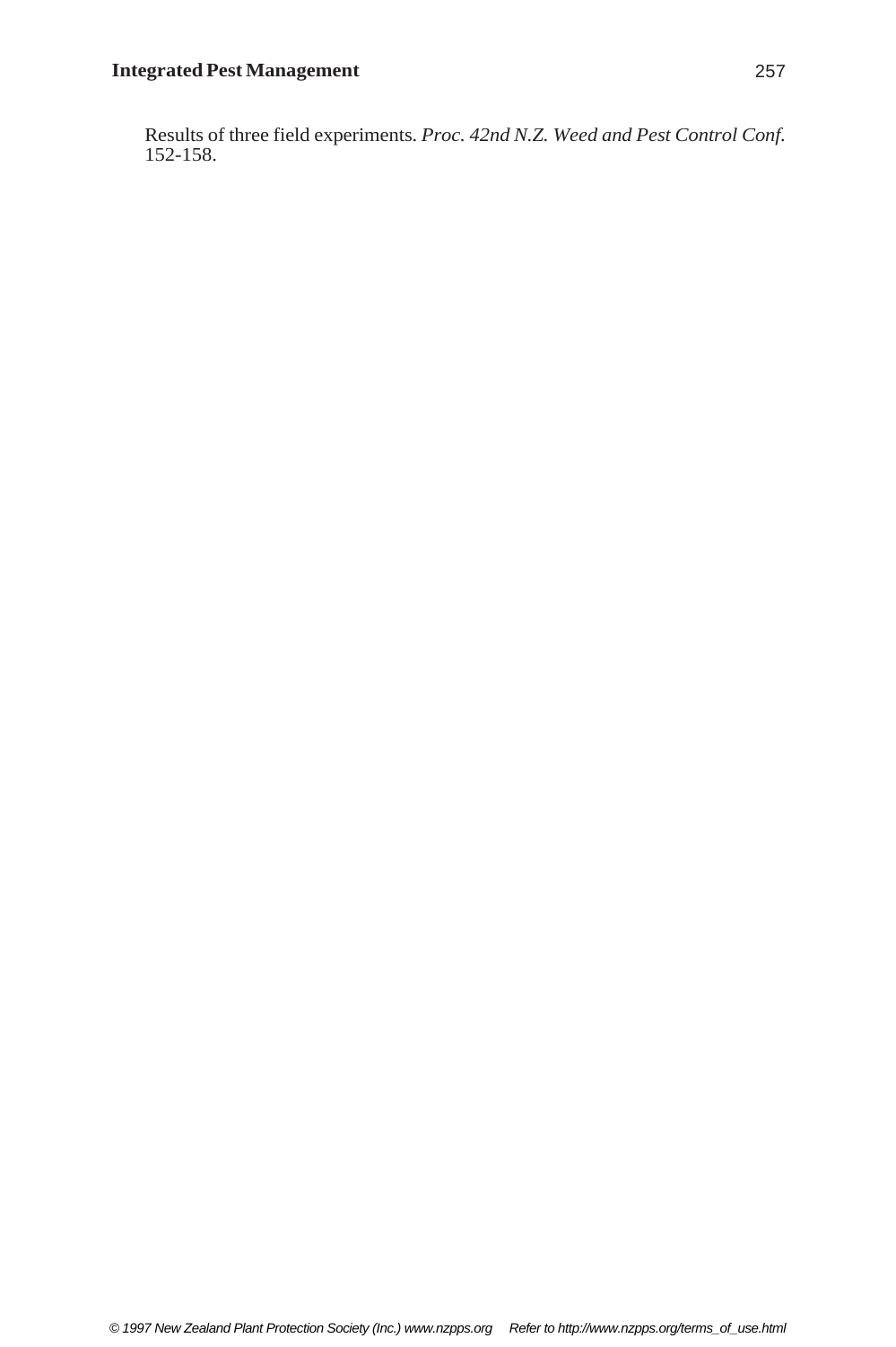Results of three field experiments. *Proc. 42nd N.Z. Weed and Pest Control Conf.* 152-158.